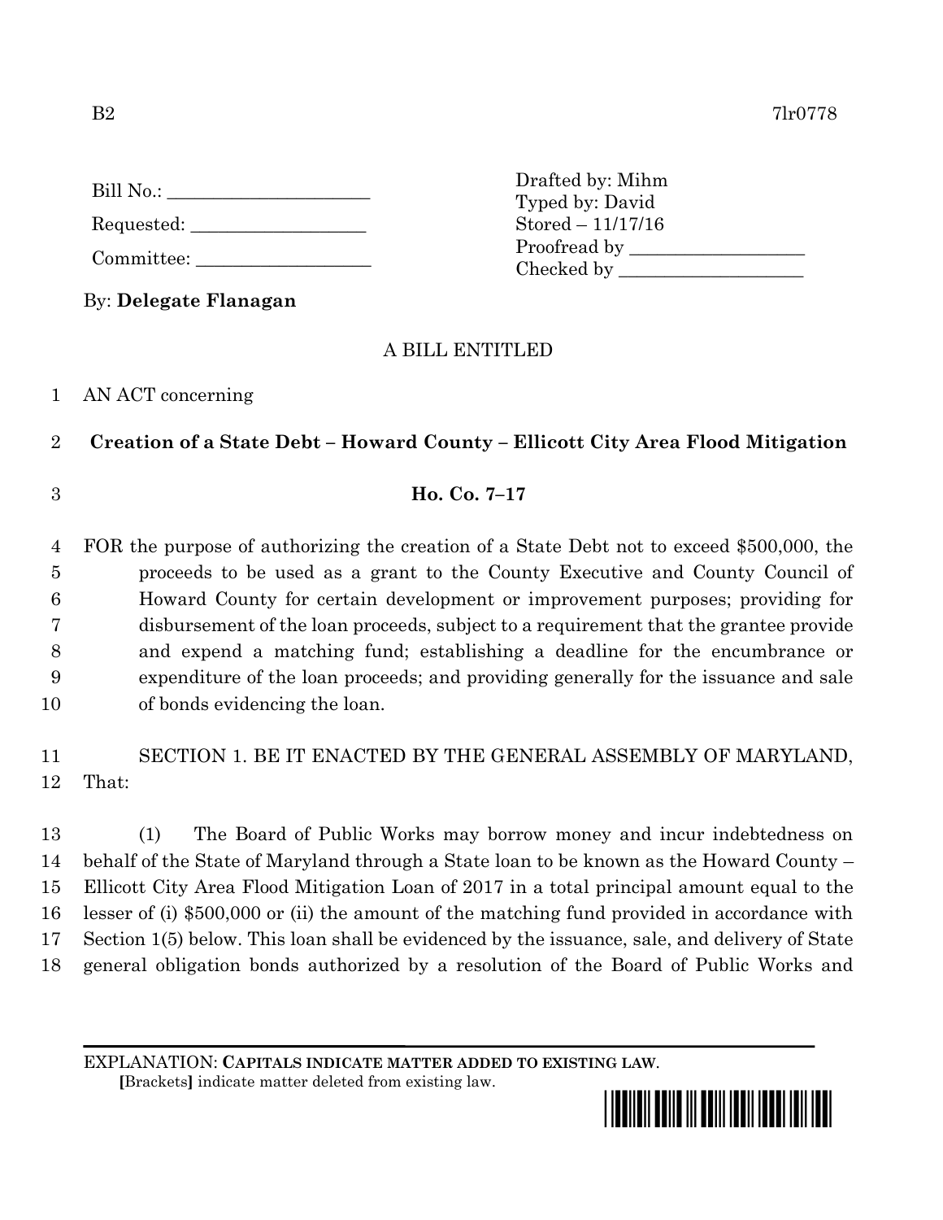B2 7lr0778

Bill No.: ____________________

Requested: __________________

Committee: __________________

Drafted by: Mihm
Typed by: David
Stored – 11/17/16
Proofread by ___________________
Checked by ____________________

By: **Delegate Flanagan**

A BILL ENTITLED

1 AN ACT concerning

2 **Creation of a State Debt – Howard County – Ellicott City Area Flood Mitigation**

3 **Ho. Co. 7–17**

4 FOR the purpose of authorizing the creation of a State Debt not to exceed $500,000, the
5 proceeds to be used as a grant to the County Executive and County Council of
6 Howard County for certain development or improvement purposes; providing for
7 disbursement of the loan proceeds, subject to a requirement that the grantee provide
8 and expend a matching fund; establishing a deadline for the encumbrance or
9 expenditure of the loan proceeds; and providing generally for the issuance and sale
10 of bonds evidencing the loan.

11 SECTION 1. BE IT ENACTED BY THE GENERAL ASSEMBLY OF MARYLAND,
12 That:

13 (1) The Board of Public Works may borrow money and incur indebtedness on
14 behalf of the State of Maryland through a State loan to be known as the Howard County –
15 Ellicott City Area Flood Mitigation Loan of 2017 in a total principal amount equal to the
16 lesser of (i) $500,000 or (ii) the amount of the matching fund provided in accordance with
17 Section 1(5) below. This loan shall be evidenced by the issuance, sale, and delivery of State
18 general obligation bonds authorized by a resolution of the Board of Public Works and

EXPLANATION: **CAPITALS INDICATE MATTER ADDED TO EXISTING LAW.**
**[**Brackets**]** indicate matter deleted from existing law.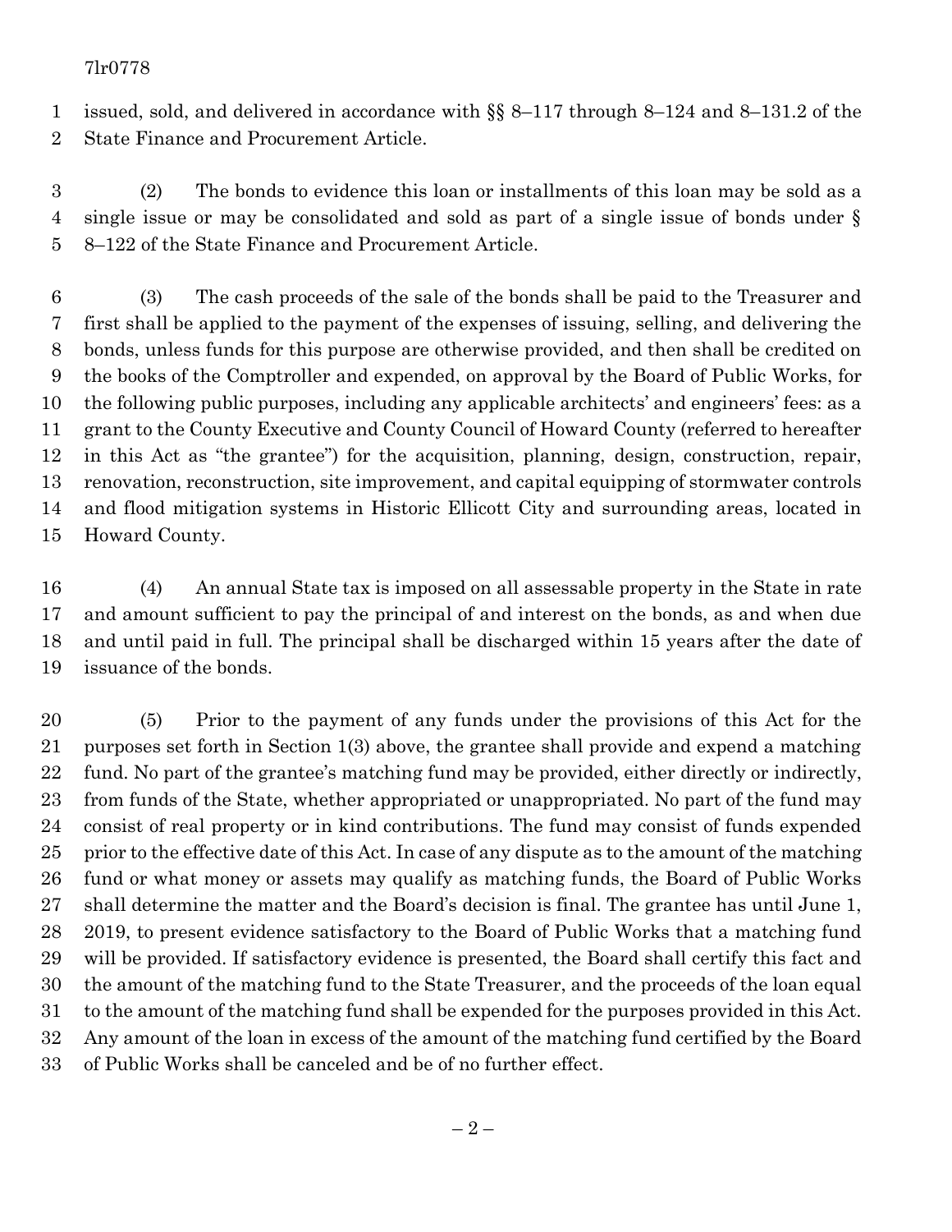issued, sold, and delivered in accordance with §§ 8–117 through 8–124 and 8–131.2 of the State Finance and Procurement Article.

(2) The bonds to evidence this loan or installments of this loan may be sold as a single issue or may be consolidated and sold as part of a single issue of bonds under § 8–122 of the State Finance and Procurement Article.

(3) The cash proceeds of the sale of the bonds shall be paid to the Treasurer and first shall be applied to the payment of the expenses of issuing, selling, and delivering the bonds, unless funds for this purpose are otherwise provided, and then shall be credited on the books of the Comptroller and expended, on approval by the Board of Public Works, for the following public purposes, including any applicable architects' and engineers' fees: as a grant to the County Executive and County Council of Howard County (referred to hereafter in this Act as "the grantee") for the acquisition, planning, design, construction, repair, renovation, reconstruction, site improvement, and capital equipping of stormwater controls and flood mitigation systems in Historic Ellicott City and surrounding areas, located in Howard County.

(4) An annual State tax is imposed on all assessable property in the State in rate and amount sufficient to pay the principal of and interest on the bonds, as and when due and until paid in full. The principal shall be discharged within 15 years after the date of issuance of the bonds.

(5) Prior to the payment of any funds under the provisions of this Act for the purposes set forth in Section 1(3) above, the grantee shall provide and expend a matching fund. No part of the grantee's matching fund may be provided, either directly or indirectly, from funds of the State, whether appropriated or unappropriated. No part of the fund may consist of real property or in kind contributions. The fund may consist of funds expended prior to the effective date of this Act. In case of any dispute as to the amount of the matching fund or what money or assets may qualify as matching funds, the Board of Public Works shall determine the matter and the Board's decision is final. The grantee has until June 1, 2019, to present evidence satisfactory to the Board of Public Works that a matching fund will be provided. If satisfactory evidence is presented, the Board shall certify this fact and the amount of the matching fund to the State Treasurer, and the proceeds of the loan equal to the amount of the matching fund shall be expended for the purposes provided in this Act. Any amount of the loan in excess of the amount of the matching fund certified by the Board of Public Works shall be canceled and be of no further effect.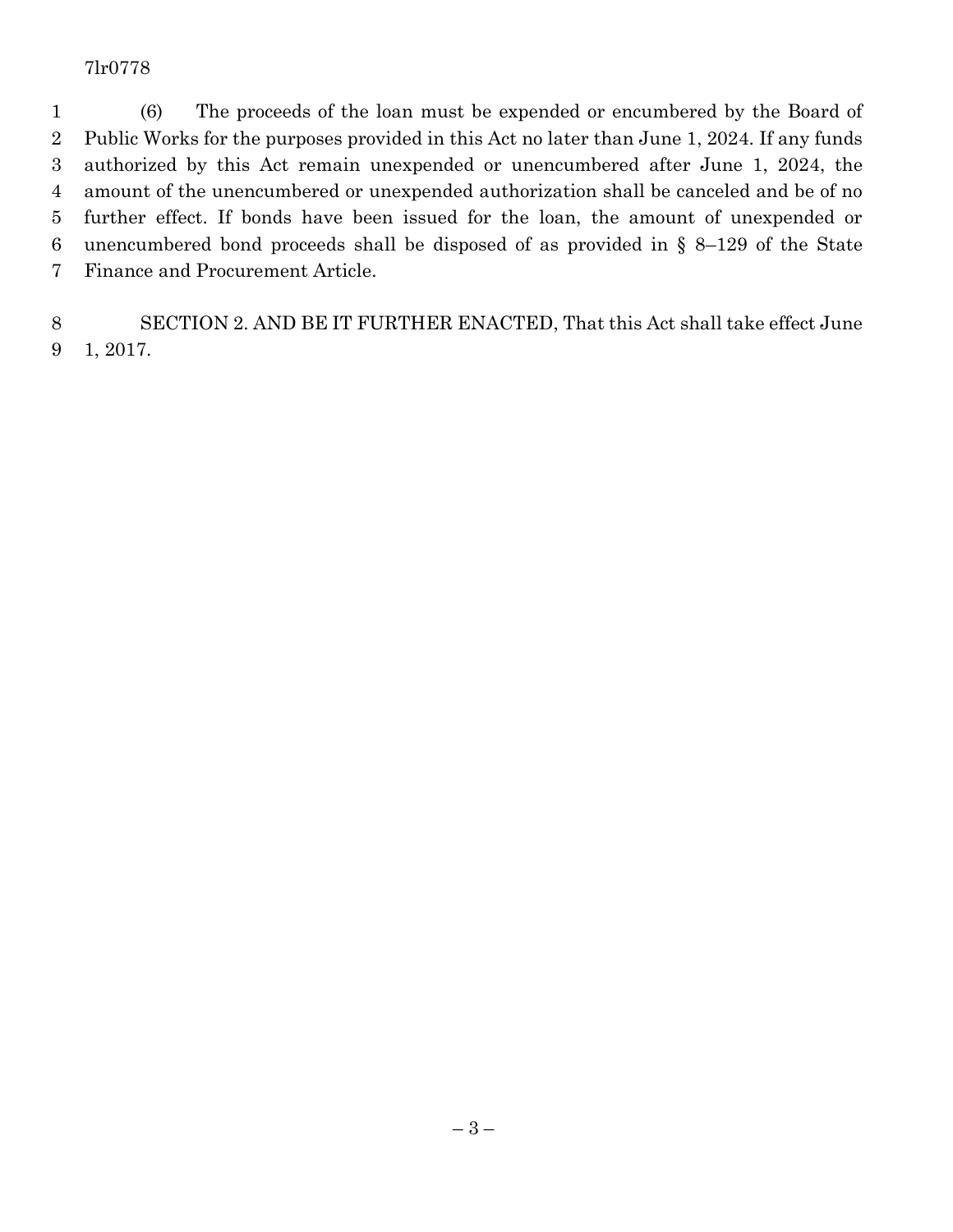(6) The proceeds of the loan must be expended or encumbered by the Board of Public Works for the purposes provided in this Act no later than June 1, 2024. If any funds authorized by this Act remain unexpended or unencumbered after June 1, 2024, the amount of the unencumbered or unexpended authorization shall be canceled and be of no further effect. If bonds have been issued for the loan, the amount of unexpended or unencumbered bond proceeds shall be disposed of as provided in § 8–129 of the State Finance and Procurement Article.

SECTION 2. AND BE IT FURTHER ENACTED, That this Act shall take effect June 1, 2017.